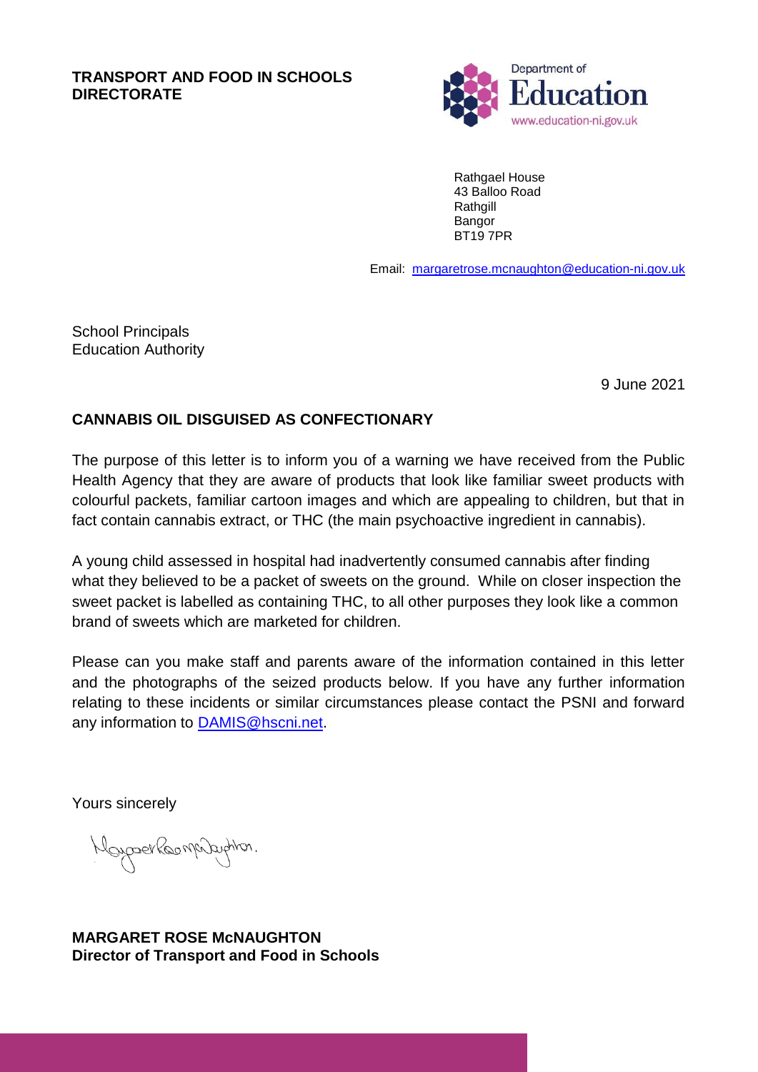**TRANSPORT AND FOOD IN SCHOOLS DIRECTORATE**

Department of Education
www.education-ni.gov.uk

Rathgael House
43 Balloo Road
Rathgill
Bangor
BT19 7PR

Email: margaretrose.mcnaughton@education-ni.gov.uk

School Principals
Education Authority

9 June 2021

**CANNABIS OIL DISGUISED AS CONFECTIONARY**

The purpose of this letter is to inform you of a warning we have received from the Public Health Agency that they are aware of products that look like familiar sweet products with colourful packets, familiar cartoon images and which are appealing to children, but that in fact contain cannabis extract, or THC (the main psychoactive ingredient in cannabis).

A young child assessed in hospital had inadvertently consumed cannabis after finding what they believed to be a packet of sweets on the ground. While on closer inspection the sweet packet is labelled as containing THC, to all other purposes they look like a common brand of sweets which are marketed for children.

Please can you make staff and parents aware of the information contained in this letter and the photographs of the seized products below. If you have any further information relating to these incidents or similar circumstances please contact the PSNI and forward any information to DAMIS@hscni.net.

Yours sincerely

**MARGARET ROSE McNAUGHTON**
**Director of Transport and Food in Schools**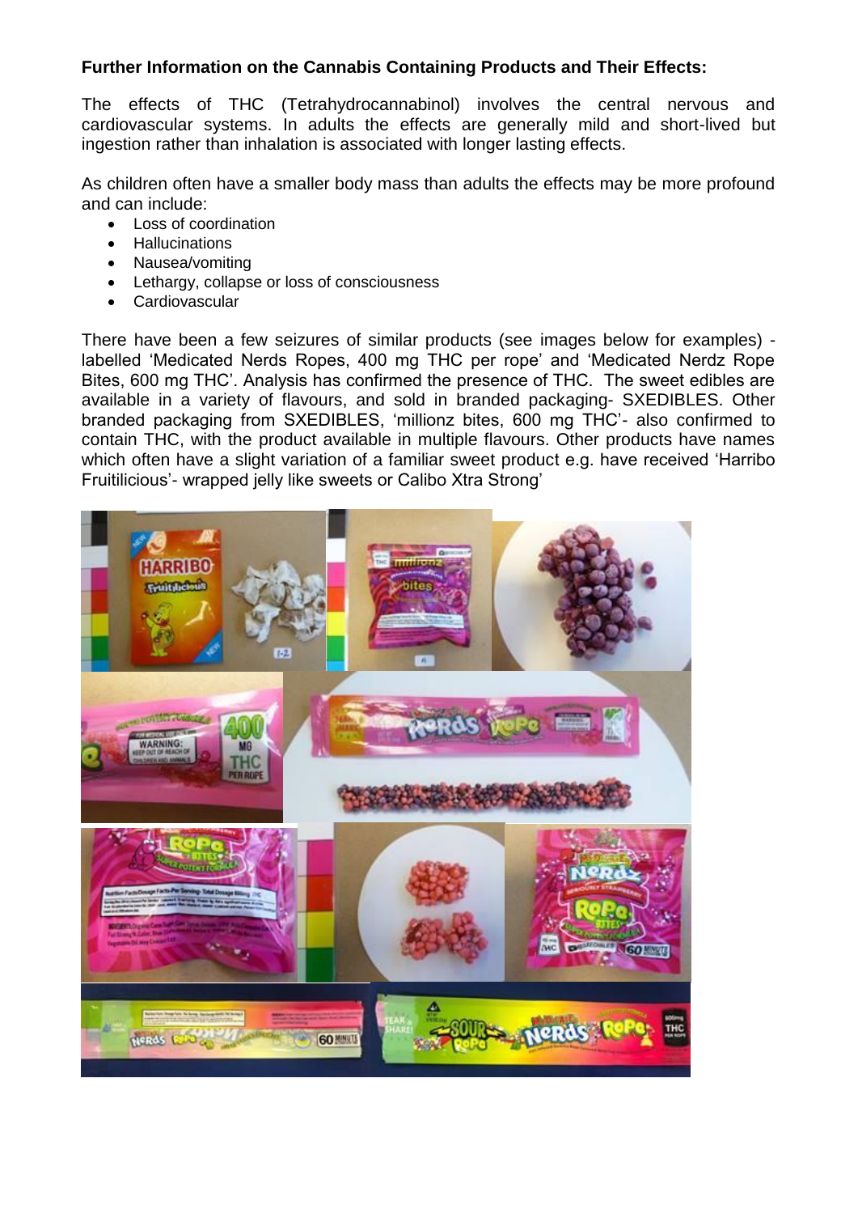**Further Information on the Cannabis Containing Products and Their Effects:**

The effects of THC (Tetrahydrocannabinol) involves the central nervous and cardiovascular systems. In adults the effects are generally mild and short-lived but ingestion rather than inhalation is associated with longer lasting effects.

As children often have a smaller body mass than adults the effects may be more profound and can include:

- Loss of coordination
- Hallucinations
- Nausea/vomiting
- Lethargy, collapse or loss of consciousness
- Cardiovascular

There have been a few seizures of similar products (see images below for examples) - labelled 'Medicated Nerds Ropes, 400 mg THC per rope' and 'Medicated Nerdz Rope Bites, 600 mg THC'. Analysis has confirmed the presence of THC. The sweet edibles are available in a variety of flavours, and sold in branded packaging- SXEDIBLES. Other branded packaging from SXEDIBLES, 'millionz bites, 600 mg THC'- also confirmed to contain THC, with the product available in multiple flavours. Other products have names which often have a slight variation of a familiar sweet product e.g. have received 'Harribo Fruitilicious'- wrapped jelly like sweets or Calibo Xtra Strong'